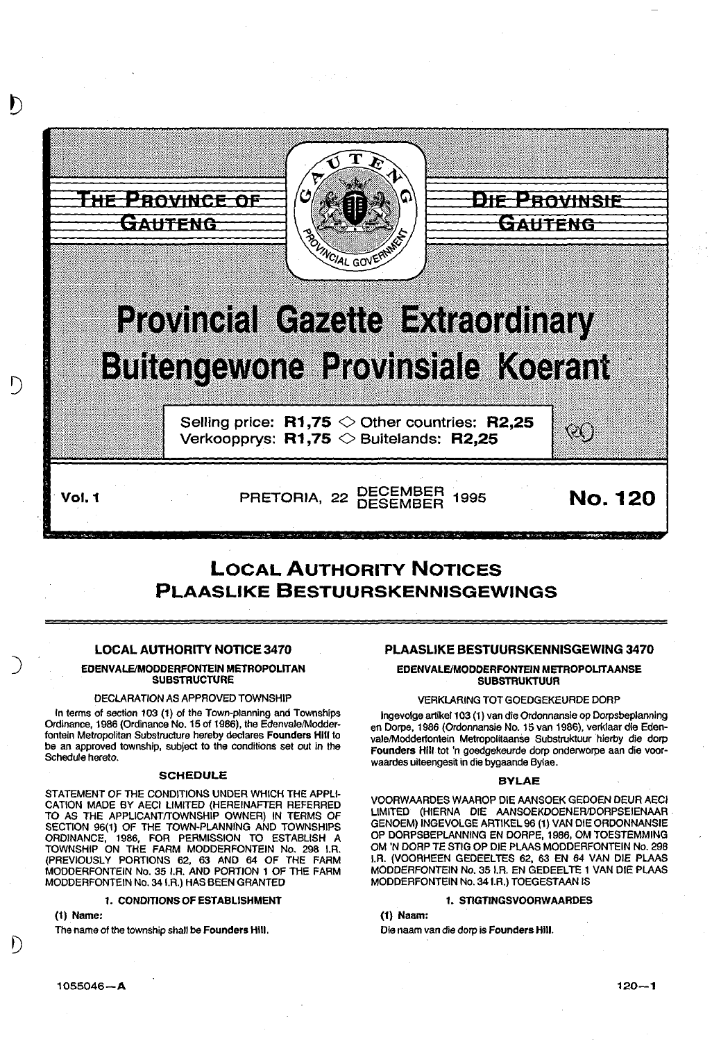# THE PROVINCE OF GAUTENG

# DIE PROVINSIE GAUTENG

# Provincial Gazette Extraordinary

# Buitengewone Provinsiale Koerant

Selling price: **R1,75** ◇ Other countries: **R2,25**
Verkoopprys: **R1,75** ◇ Buitelands: **R2,25**

**Vol. 1** PRETORIA, 22 DECEMBER DESEMBER 1995 **No. 120**

## LOCAL AUTHORITY NOTICES
## PLAASLIKE BESTUURSKENNISGEWINGS

### LOCAL AUTHORITY NOTICE 3470

**EDENVALE/MODDERFONTEIN METROPOLITAN SUBSTRUCTURE**

DECLARATION AS APPROVED TOWNSHIP

In terms of section 103 (1) of the Town-planning and Townships Ordinance, 1986 (Ordinance No. 15 of 1986), the Edenvale/Modderfontein Metropolitan Substructure hereby declares **Founders Hill** to be an approved township, subject to the conditions set out in the Schedule hereto.

**SCHEDULE**

STATEMENT OF THE CONDITIONS UNDER WHICH THE APPLICATION MADE BY AECI LIMITED (HEREINAFTER REFERRED TO AS THE APPLICANT/TOWNSHIP OWNER) IN TERMS OF SECTION 96(1) OF THE TOWN-PLANNING AND TOWNSHIPS ORDINANCE, 1986, FOR PERMISSION TO ESTABLISH A TOWNSHIP ON THE FARM MODDERFONTEIN No. 298 I.R. (PREVIOUSLY PORTIONS 62, 63 AND 64 OF THE FARM MODDERFONTEIN No. 35 I.R. AND PORTION 1 OF THE FARM MODDERFONTEIN No. 34 I.R.) HAS BEEN GRANTED

**1. CONDITIONS OF ESTABLISHMENT**

**(1) Name:**

The name of the township shall be **Founders Hill**.

### PLAASLIKE BESTUURSKENNISGEWING 3470

**EDENVALE/MODDERFONTEIN METROPOLITAANSE SUBSTRUKTUUR**

VERKLARING TOT GOEDGEKEURDE DORP

Ingevolge artikel 103 (1) van die Ordonnansie op Dorpsbeplanning en Dorpe, 1986 (Ordonnansie No. 15 van 1986), verklaar die Edenvale/Modderfontein Metropolitaanse Substruktuur hierby die dorp **Founders Hill** tot 'n goedgekeurde dorp onderworpe aan die voorwaardes uiteengesit in die bygaande Bylae.

**BYLAE**

VOORWAARDES WAAROP DIE AANSOEK GEDOEN DEUR AECI LIMITED (HIERNA DIE AANSOEKDOENER/DORPSEIENAAR GENOEM) INGEVOLGE ARTIKEL 96 (1) VAN DIE ORDONNANSIE OP DORPSBEPLANNING EN DORPE, 1986, OM TOESTEMMING OM 'N DORP TE STIG OP DIE PLAAS MODDERFONTEIN No. 298 I.R. (VOORHEEN GEDEELTES 62, 63 EN 64 VAN DIE PLAAS MODDERFONTEIN No. 35 I.R. EN GEDEELTE 1 VAN DIE PLAAS MODDERFONTEIN No. 34 I.R.) TOEGESTAAN IS

**1. STIGTINGSVOORWAARDES**

**(1) Naam:**

Die naam van die dorp is **Founders Hill**.

1055046—A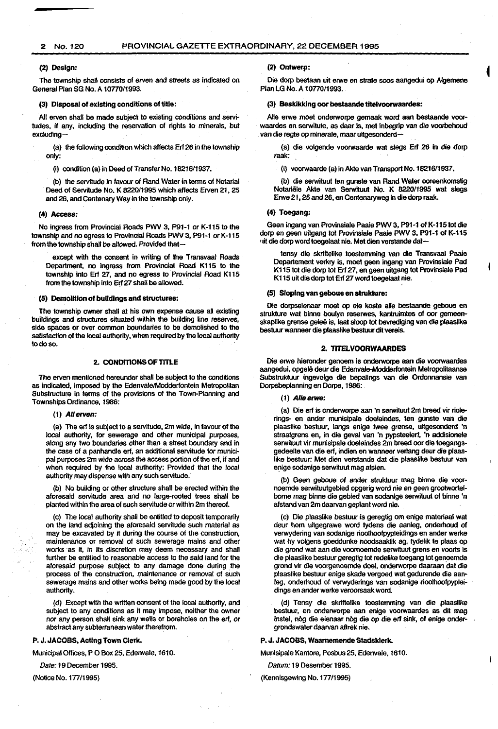**(2) Design:**

The township shall consists of erven and streets as indicated on General Plan SG No. A 10770/1993.

**(3) Disposal of existing conditions of title:**

All erven shall be made subject to existing conditions and servitudes, if any, including the reservation of rights to minerals, but excluding—

(a) the following condition which affects Erf 26 in the township only:

(i) condition (a) in Deed of Transfer No. 18216/1937.

(b) the servitude in favour of Rand Water in terms of Notarial Deed of Servitude No. K 8220/1995 which affects Erven 21, 25 and 26, and Centenary Way in the township only.

**(4) Access:**

No ingress from Provincial Roads PWV 3, P91-1 or K-115 to the township and no egress to Provincial Roads PWV 3, P91-1 or K-115 from the township shall be allowed. Provided that—

except with the consent in writing of the Transvaal Roads Department, no ingress from Provincial Road K115 to the township into Erf 27, and no egress to Provincial Road K115 from the township into Erf 27 shall be allowed.

**(5) Demolition of buildings and structures:**

The township owner shall at his own expense cause all existing buildings and structures situated within the building line reserves, side spaces or over common boundaries to be demolished to the satisfaction of the local authority, when required by the local authority to do so.

## 2. CONDITIONS OF TITLE

The erven mentioned hereunder shall be subject to the conditions as indicated, imposed by the Edenvale/Modderfontein Metropolitan Substructure in terms of the provisions of the Town-Planning and Townships Ordinance, 1986:

**(1) *All erven:***

(a) The erf is subject to a servitude, 2m wide, in favour of the local authority, for sewerage and other municipal purposes, along any two boundaries other than a street boundary and in the case of a panhandle erf, an additional servitude for municipal purposes 2m wide across the access portion of the erf, if and when required by the local authority: Provided that the local authority may dispense with any such servitude.

(b) No building or other structure shall be erected within the aforesaid servitude area and no large-rooted trees shall be planted within the area of such servitude or within 2m thereof.

(c) The local authority shall be entitled to deposit temporarily on the land adjoining the aforesaid servitude such material as may be excavated by it during the course of the construction, maintenance or removal of such sewerage mains and other works as it, in its discretion may deem necessary and shall further be entitled to reasonable access to the said land for the aforesaid purpose subject to any damage done during the process of the construction, maintenance or removal of such sewerage mains and other works being made good by the local authority.

(d) Except with the written consent of the local authority, and subject to any conditions as it may impose, neither the owner nor any person shall sink any wells or boreholes on the erf, or abstract any subterranean water therefrom.

**P. J. JACOBS, Acting Town Clerk.**

Municipal Offices, P O Box 25, Edenvale, 1610.

*Date:* 19 December 1995.

(Notice No. 177/1995)

**(2) Ontwerp:**

Die dorp bestaan uit erwe en strate soos aangedui op Algemene Plan LG No. A 10770/1993.

**(3) Beskikking oor bestaande titelvoorwaardes:**

Alle erwe moet onderworpe gemaak word aan bestaande voorwaardes en serwitute, as daar is, met inbegrip van die voorbehoud van die regte op minerale, maar uitgesonderd—

(a) die volgende voorwaarde wat slegs Erf 26 in die dorp raak:

(i) voorwaarde (a) in Akte van Transport No. 18216/1937.

(b) die serwituut ten gunste van Rand Water ooreenkomstig Notariële Akte van Serwituut No. K 8220/1995 wat slegs Erwe 21, 25 and 26, en Centenaryweg in die dorp raak.

**(4) Toegang:**

Geen ingang van Provinsiale Paaie PWV 3, P91-1 of K-115 tot die dorp en geen uitgang tot Provinsiale Paaie PWV 3, P91-1 of K-115 uit die dorp word toegelaat nie. Met dien verstande dat—

tensy die skriftelike toestemming van die Transvaal Paaie Departement verkry is, moet geen ingang van Provinsiale Pad K115 tot die dorp tot Erf 27, en geen uitgang tot Provinsiale Pad K115 uit die dorp tot Erf 27 word toegelaat nie.

**(5) Sloping van geboue en strukture:**

Die dorpseienaar moet op eie koste alle bestaande geboue en strukture wat binne boulyn reserwes, kantruimtes of oor gemeenskaplike grense geleë is, laat sloop tot bevrediging van die plaaslike bestuur wanneer die plaaslike bestuur dit vereis.

## 2. TITELVOORWAARDES

Die erwe hieronder genoem is onderworpe aan die voorwaardes aangedui, opgelê deur die Edenvale-Modderfontein Metropolitaanse Substruktuur ingevolge die bepalings van die Ordonnansie van Dorpsbeplanning en Dorpe, 1986:

**(1) *Alle erwe:***

(a) Die erf is onderworpe aan 'n serwituut 2m breed vir riolerings- en ander munisipale doeleindes, ten gunste van die plaaslike bestuur, langs enige twee grense, uitgesonderd 'n straatgrens en, in die geval van 'n pypsteelerf, 'n addisionele serwituut vir munisipale doeleindes 2m breed oor die toegangsgedeelte van die erf, indien en wanneer verlang deur die plaaslike bestuur: Met dien verstande dat die plaaslike bestuur van enige sodanige serwituut mag afsien.

(b) Geen geboue of ander struktuur mag binne die voornoemde serwituutgebied opgerig word nie en geen grootwortelbome mag binne die gebied van sodanige serwituut of binne 'n afstand van 2m daarvan geplant word nie.

(c) Die plaaslike bestuur is geregtig om enige materiaal wat deur hom uitgegrawe word tydens die aanleg, onderhoud of verwydering van sodanige rioolhoofpypleidings en ander werke wat hy volgens goeddunke noodsaaklik ag, tydelik te plaas op die grond wat aan die voornoemde serwituut grens en voorts is die plaaslike bestuur geregtig tot redelike toegang tot genoemde grond vir die voorgenoemde doel, onderworpe daaraan dat die plaaslike bestuur enige skade vergoed wat gedurende die aanleg, onderhoud of verwyderings van sodanige rioolhoofpypleidings en ander werke veroorsaak word.

(d) Tensy die skriftelike toestemming van die plaaslike bestuur, en onderworpe aan enige voorwaardes as dit mag instel, nòg die eienaar nòg die op die erf sink, of enige ondergrondswater daarvan aftrek nie.

**P. J. JACOBS, Waarnemende Stadsklerk.**

Munisipale Kantore, Posbus 25, Edenvale, 1610.

*Datum:* 19 Desember 1995.

(Kennisgewing No. 177/1995)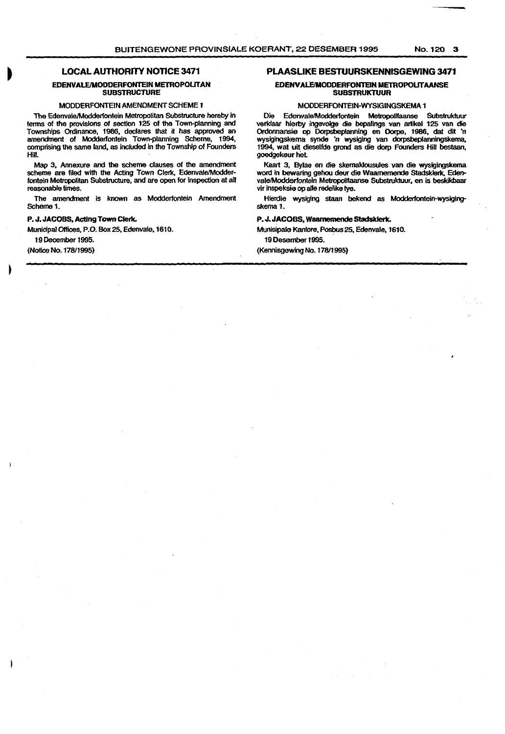## LOCAL AUTHORITY NOTICE 3471

### EDENVALE/MODDERFONTEIN METROPOLITAN SUBSTRUCTURE

MODDERFONTEIN AMENDMENT SCHEME 1

The Edenvale/Modderfontein Metropolitan Substructure hereby in terms of the provisions of section 125 of the Town-planning and Townships Ordinance, 1986, declares that it has approved an amendment of Modderfontein Town-planning Scheme, 1994, comprising the same land, as included in the Township of Founders Hill.

Map 3, Annexure and the scheme clauses of the amendment scheme are filed with the Acting Town Clerk, Edenvale/Modderfontein Metropolitan Substructure, and are open for inspection at all reasonable times.

The amendment is known as Modderfontein Amendment Scheme 1.

**P. J. JACOBS, Acting Town Clerk.**

Municipal Offices, P.O. Box 25, Edenvale, 1610.

19 December 1995.

(Notice No. 178/1995)

## PLAASLIKE BESTUURSKENNISGEWING 3471

### EDENVALE/MODDERFONTEIN METROPOLITAANSE SUBSTRUKTUUR

MODDERFONTEIN-WYSIGINGSKEMA 1

Die Edenvale/Modderfontein Metropolitaanse Substruktuur verklaar hierby ingevolge die bepalings van artikel 125 van die Ordonnansie op Dorpsbeplanning en Dorpe, 1986, dat dit 'n wysigingskema synde 'n wysiging van dorpsbeplanningskema, 1994, wat uit dieselfde grond as die dorp Founders Hill bestaan, goedgekeur het.

Kaart 3, Bylae en die skemaklousules van die wysigingskema word in bewaring gehou deur die Waarnemende Stadsklerk, Edenvale/Modderfontein Metropolitaanse Substruktuur, en is beskikbaar vir inspeksie op alle redelike tye.

Hierdie wysiging staan bekend as Modderfontein-wysigingskema 1.

**P. J. JACOBS, Waarnemende Stadsklerk.**

Munisipale Kantore, Posbus 25, Edenvale, 1610.

19 Desember 1995.

(Kennisgewing No. 178/1995)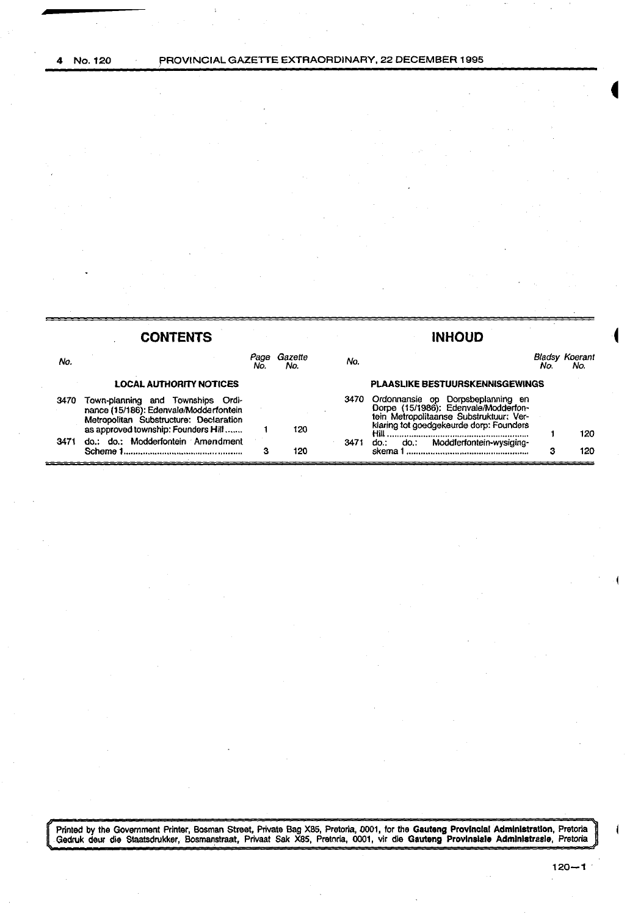## CONTENTS

| No. | | Page No. | Gazette No. |
|---|---|---|---|
| | **LOCAL AUTHORITY NOTICES** | | |
| 3470 | Town-planning and Townships Ordinance (15/186): Edenvale/Modderfontein Metropolitan Substructure: Declaration as approved township: Founders Hill | 1 | 120 |
| 3471 | do.: do.: Modderfontein Amendment Scheme 1 | 3 | 120 |

## INHOUD

| No. | | Bladsy No. | Koerant No. |
|---|---|---|---|
| | **PLAASLIKE BESTUURSKENNISGEWINGS** | | |
| 3470 | Ordonnansie op Dorpsbeplanning en Dorpe (15/1986): Edenvale/Modderfontein Metropolitaanse Substruktuur: Verklaring tot goedgekeurde dorp: Founders Hill | 1 | 120 |
| 3471 | do.: do.: Moddfenfontein-wysigingskema 1 | 3 | 120 |

Printed by the Government Printer, Bosman Street, Private Bag X85, Pretoria, 0001, for the **Gauteng Provincial Administration**, Pretoria
Gedruk deur die Staatsdrukker, Bosmanstraat, Privaat Sak X85, Pretoria, 0001, vir die **Gauteng Provinsiale Administrasie**, Pretoria

120—1